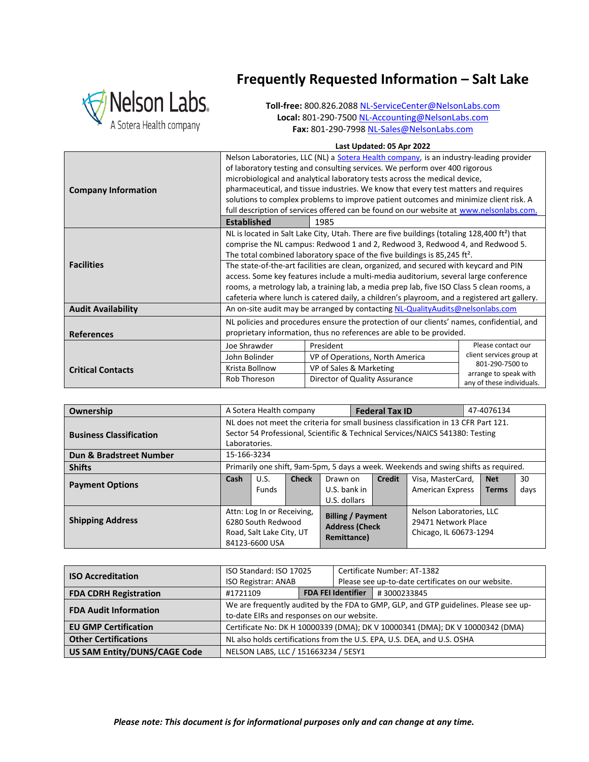# Frequently Requested Information – Salt Lake

**Toll-free:** 800.826.2088 NL-ServiceCenter@NelsonLabs.com
**Local:** 801-290-7500 NL-Accounting@NelsonLabs.com
**Fax:** 801-290-7998 NL-Sales@NelsonLabs.com

**Last Updated: 05 Apr 2022**

| | | | |
|---|---|---|---|
| **Company Information** | Nelson Laboratories, LLC (NL) a Sotera Health company, is an industry-leading provider of laboratory testing and consulting services. We perform over 400 rigorous microbiological and analytical laboratory tests across the medical device, pharmaceutical, and tissue industries. We know that every test matters and requires solutions to complex problems to improve patient outcomes and minimize client risk. A full description of services offered can be found on our website at www.nelsonlabs.com. | | |
| | **Established** | 1985 | |
| **Facilities** | NL is located in Salt Lake City, Utah. There are five buildings (totaling 128,400 ft²) that comprise the NL campus: Redwood 1 and 2, Redwood 3, Redwood 4, and Redwood 5. The total combined laboratory space of the five buildings is 85,245 ft². | | |
| | The state-of-the-art facilities are clean, organized, and secured with keycard and PIN access. Some key features include a multi-media auditorium, several large conference rooms, a metrology lab, a training lab, a media prep lab, five ISO Class 5 clean rooms, a cafeteria where lunch is catered daily, a children's playroom, and a registered art gallery. | | |
| **Audit Availability** | An on-site audit may be arranged by contacting NL-QualityAudits@nelsonlabs.com | | |
| **References** | NL policies and procedures ensure the protection of our clients' names, confidential, and proprietary information, thus no references are able to be provided. | | |

| **Critical Contacts** | | | |
|---|---|---|---|
| | Joe Shrawder | President | Please contact our client services group at 801-290-7500 to arrange to speak with any of these individuals. |
| | John Bolinder | VP of Operations, North America | |
| | Krista Bollnow | VP of Sales & Marketing | |
| | Rob Thoreson | Director of Quality Assurance | |

| | | | | | | | | |
|---|---|---|---|---|---|---|---|---|
| **Ownership** | A Sotera Health company | | | **Federal Tax ID** | | 47-4076134 | | |
| **Business Classification** | NL does not meet the criteria for small business classification in 13 CFR Part 121. Sector 54 Professional, Scientific & Technical Services/NAICS 541380: Testing Laboratories. | | | | | | | |
| **Dun & Bradstreet Number** | 15-166-3234 | | | | | | | |
| **Shifts** | Primarily one shift, 9am-5pm, 5 days a week. Weekends and swing shifts as required. | | | | | | | |
| **Payment Options** | **Cash** | U.S. Funds | **Check** | Drawn on U.S. bank in U.S. dollars | **Credit** | Visa, MasterCard, American Express | **Net Terms** | 30 days |
| **Shipping Address** | Attn: Log In or Receiving, 6280 South Redwood Road, Salt Lake City, UT 84123-6600 USA | | | **Billing / Payment Address (Check Remittance)** | | Nelson Laboratories, LLC 29471 Network Place Chicago, IL 60673-1294 | | |

| | | | |
|---|---|---|---|
| **ISO Accreditation** | ISO Standard: ISO 17025<br>ISO Registrar: ANAB | Certificate Number: AT-1382<br>Please see up-to-date certificates on our website. | |
| **FDA CDRH Registration** | #1721109 | **FDA FEI Identifier** | # 3000233845 |
| **FDA Audit Information** | We are frequently audited by the FDA to GMP, GLP, and GTP guidelines. Please see up-to-date EIRs and responses on our website. | | |
| **EU GMP Certification** | Certificate No: DK H 10000339 (DMA); DK V 10000341 (DMA); DK V 10000342 (DMA) | | |
| **Other Certifications** | NL also holds certifications from the U.S. EPA, U.S. DEA, and U.S. OSHA | | |
| **US SAM Entity/DUNS/CAGE Code** | NELSON LABS, LLC / 151663234 / 5ESY1 | | |

***Please note: This document is for informational purposes only and can change at any time.***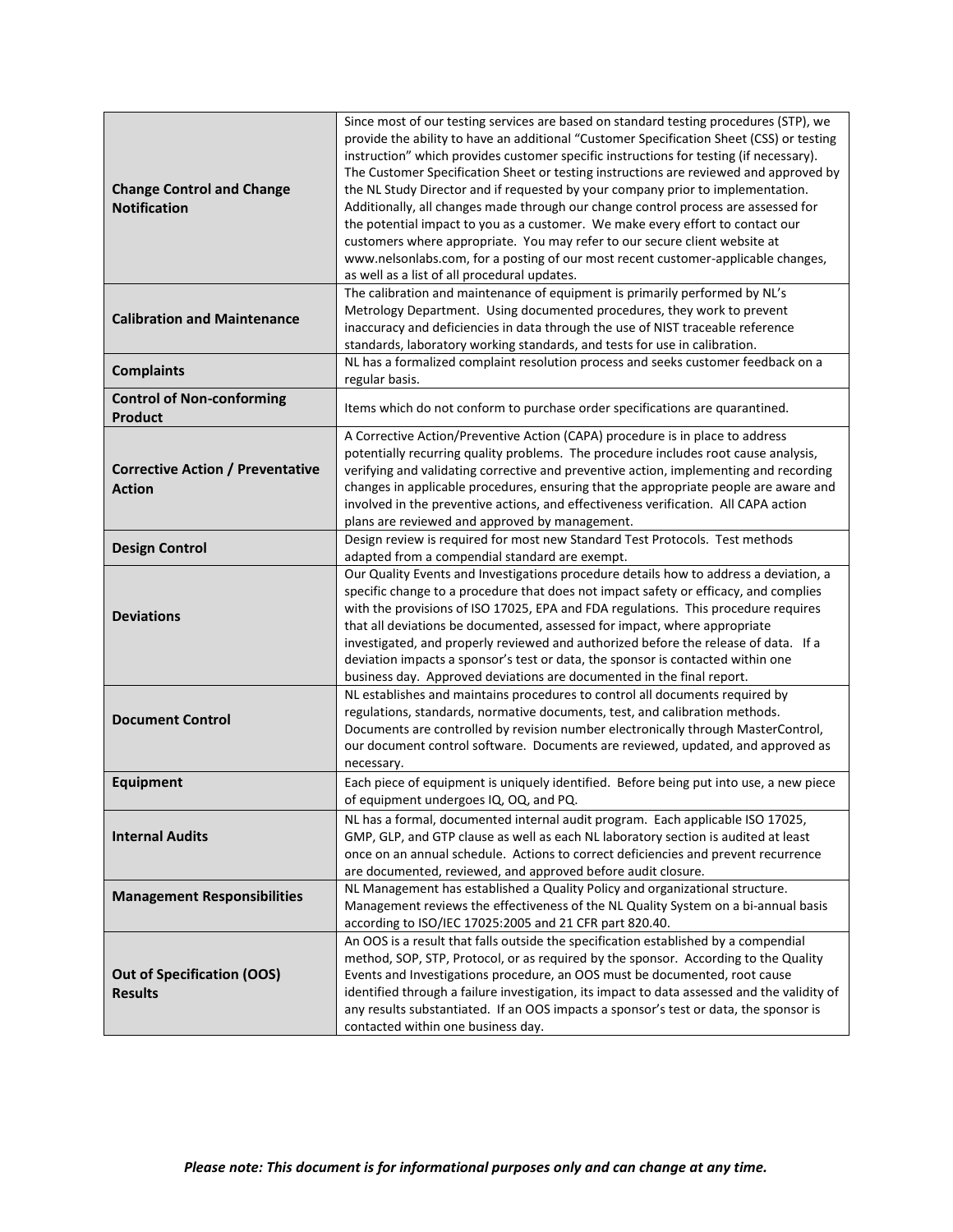| | |
|---|---|
| **Change Control and Change Notification** | Since most of our testing services are based on standard testing procedures (STP), we provide the ability to have an additional "Customer Specification Sheet (CSS) or testing instruction" which provides customer specific instructions for testing (if necessary). The Customer Specification Sheet or testing instructions are reviewed and approved by the NL Study Director and if requested by your company prior to implementation. Additionally, all changes made through our change control process are assessed for the potential impact to you as a customer. We make every effort to contact our customers where appropriate. You may refer to our secure client website at www.nelsonlabs.com, for a posting of our most recent customer-applicable changes, as well as a list of all procedural updates. |
| **Calibration and Maintenance** | The calibration and maintenance of equipment is primarily performed by NL's Metrology Department. Using documented procedures, they work to prevent inaccuracy and deficiencies in data through the use of NIST traceable reference standards, laboratory working standards, and tests for use in calibration. |
| **Complaints** | NL has a formalized complaint resolution process and seeks customer feedback on a regular basis. |
| **Control of Non-conforming Product** | Items which do not conform to purchase order specifications are quarantined. |
| **Corrective Action / Preventative Action** | A Corrective Action/Preventive Action (CAPA) procedure is in place to address potentially recurring quality problems. The procedure includes root cause analysis, verifying and validating corrective and preventive action, implementing and recording changes in applicable procedures, ensuring that the appropriate people are aware and involved in the preventive actions, and effectiveness verification. All CAPA action plans are reviewed and approved by management. |
| **Design Control** | Design review is required for most new Standard Test Protocols. Test methods adapted from a compendial standard are exempt. |
| **Deviations** | Our Quality Events and Investigations procedure details how to address a deviation, a specific change to a procedure that does not impact safety or efficacy, and complies with the provisions of ISO 17025, EPA and FDA regulations. This procedure requires that all deviations be documented, assessed for impact, where appropriate investigated, and properly reviewed and authorized before the release of data. If a deviation impacts a sponsor's test or data, the sponsor is contacted within one business day. Approved deviations are documented in the final report. |
| **Document Control** | NL establishes and maintains procedures to control all documents required by regulations, standards, normative documents, test, and calibration methods. Documents are controlled by revision number electronically through MasterControl, our document control software. Documents are reviewed, updated, and approved as necessary. |
| **Equipment** | Each piece of equipment is uniquely identified. Before being put into use, a new piece of equipment undergoes IQ, OQ, and PQ. |
| **Internal Audits** | NL has a formal, documented internal audit program. Each applicable ISO 17025, GMP, GLP, and GTP clause as well as each NL laboratory section is audited at least once on an annual schedule. Actions to correct deficiencies and prevent recurrence are documented, reviewed, and approved before audit closure. |
| **Management Responsibilities** | NL Management has established a Quality Policy and organizational structure. Management reviews the effectiveness of the NL Quality System on a bi-annual basis according to ISO/IEC 17025:2005 and 21 CFR part 820.40. |
| **Out of Specification (OOS) Results** | An OOS is a result that falls outside the specification established by a compendial method, SOP, STP, Protocol, or as required by the sponsor. According to the Quality Events and Investigations procedure, an OOS must be documented, root cause identified through a failure investigation, its impact to data assessed and the validity of any results substantiated. If an OOS impacts a sponsor's test or data, the sponsor is contacted within one business day. |

***Please note: This document is for informational purposes only and can change at any time.***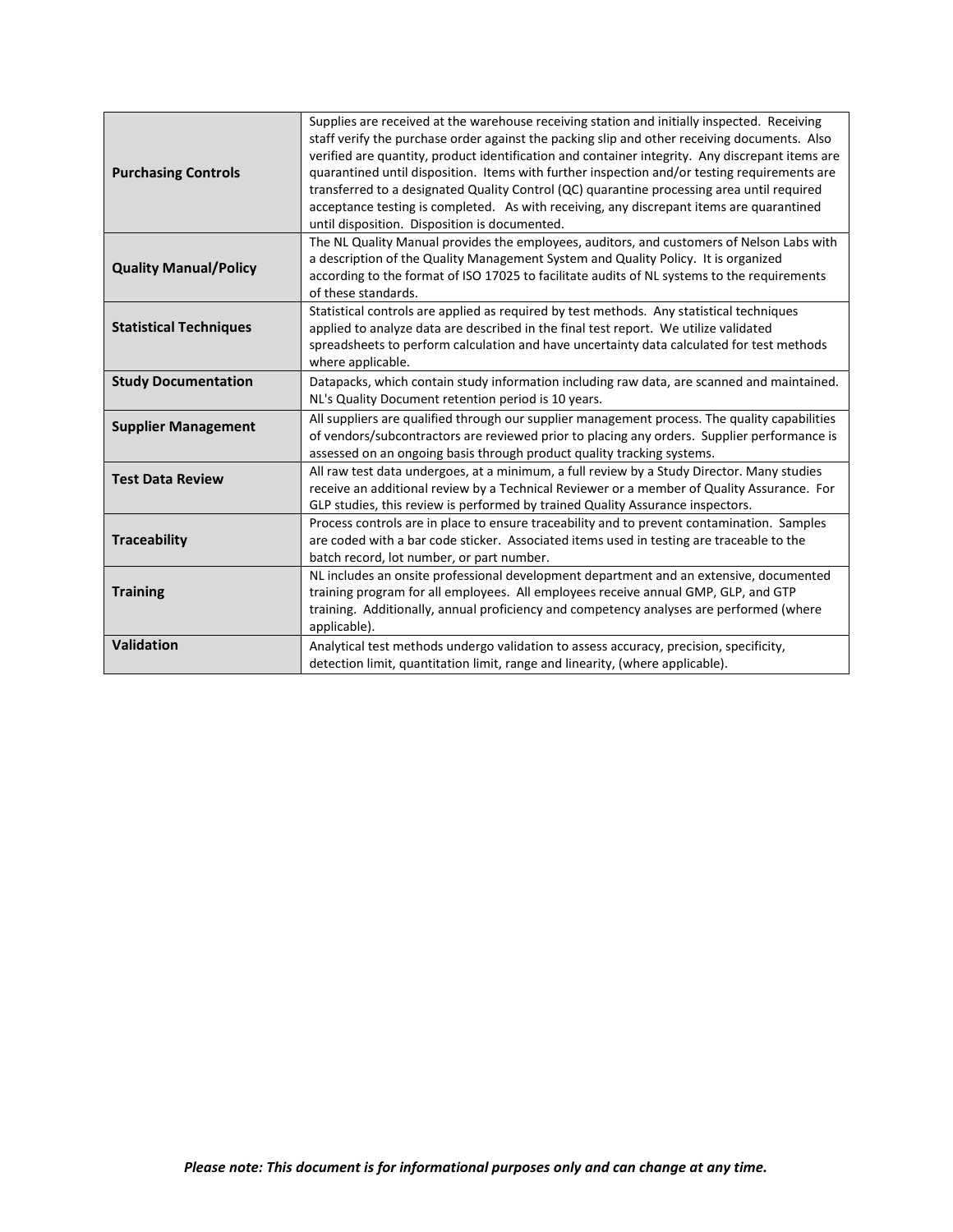| | |
|---|---|
| **Purchasing Controls** | Supplies are received at the warehouse receiving station and initially inspected. Receiving staff verify the purchase order against the packing slip and other receiving documents. Also verified are quantity, product identification and container integrity. Any discrepant items are quarantined until disposition. Items with further inspection and/or testing requirements are transferred to a designated Quality Control (QC) quarantine processing area until required acceptance testing is completed. As with receiving, any discrepant items are quarantined until disposition. Disposition is documented. |
| **Quality Manual/Policy** | The NL Quality Manual provides the employees, auditors, and customers of Nelson Labs with a description of the Quality Management System and Quality Policy. It is organized according to the format of ISO 17025 to facilitate audits of NL systems to the requirements of these standards. |
| **Statistical Techniques** | Statistical controls are applied as required by test methods. Any statistical techniques applied to analyze data are described in the final test report. We utilize validated spreadsheets to perform calculation and have uncertainty data calculated for test methods where applicable. |
| **Study Documentation** | Datapacks, which contain study information including raw data, are scanned and maintained. NL's Quality Document retention period is 10 years. |
| **Supplier Management** | All suppliers are qualified through our supplier management process. The quality capabilities of vendors/subcontractors are reviewed prior to placing any orders. Supplier performance is assessed on an ongoing basis through product quality tracking systems. |
| **Test Data Review** | All raw test data undergoes, at a minimum, a full review by a Study Director. Many studies receive an additional review by a Technical Reviewer or a member of Quality Assurance. For GLP studies, this review is performed by trained Quality Assurance inspectors. |
| **Traceability** | Process controls are in place to ensure traceability and to prevent contamination. Samples are coded with a bar code sticker. Associated items used in testing are traceable to the batch record, lot number, or part number. |
| **Training** | NL includes an onsite professional development department and an extensive, documented training program for all employees. All employees receive annual GMP, GLP, and GTP training. Additionally, annual proficiency and competency analyses are performed (where applicable). |
| **Validation** | Analytical test methods undergo validation to assess accuracy, precision, specificity, detection limit, quantitation limit, range and linearity, (where applicable). |

***Please note: This document is for informational purposes only and can change at any time.***